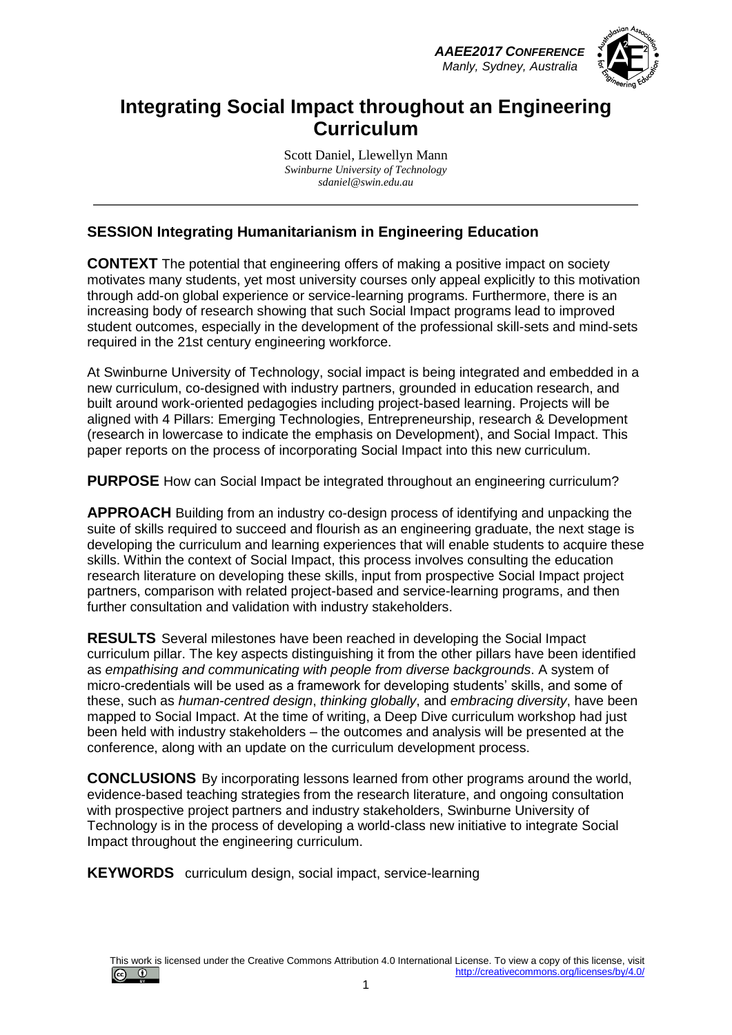# Integrating Social Impact throughout an Engineering Curriculum

Scott Daniel, Llewellyn Mann
*Swinburne University of Technology*
*sdaniel@swin.edu.au*

## SESSION Integrating Humanitarianism in Engineering Education

**CONTEXT** The potential that engineering offers of making a positive impact on society motivates many students, yet most university courses only appeal explicitly to this motivation through add-on global experience or service-learning programs. Furthermore, there is an increasing body of research showing that such Social Impact programs lead to improved student outcomes, especially in the development of the professional skill-sets and mind-sets required in the 21st century engineering workforce.

At Swinburne University of Technology, social impact is being integrated and embedded in a new curriculum, co-designed with industry partners, grounded in education research, and built around work-oriented pedagogies including project-based learning. Projects will be aligned with 4 Pillars: Emerging Technologies, Entrepreneurship, research & Development (research in lowercase to indicate the emphasis on Development), and Social Impact. This paper reports on the process of incorporating Social Impact into this new curriculum.

**PURPOSE** How can Social Impact be integrated throughout an engineering curriculum?

**APPROACH** Building from an industry co-design process of identifying and unpacking the suite of skills required to succeed and flourish as an engineering graduate, the next stage is developing the curriculum and learning experiences that will enable students to acquire these skills. Within the context of Social Impact, this process involves consulting the education research literature on developing these skills, input from prospective Social Impact project partners, comparison with related project-based and service-learning programs, and then further consultation and validation with industry stakeholders.

**RESULTS** Several milestones have been reached in developing the Social Impact curriculum pillar. The key aspects distinguishing it from the other pillars have been identified as *empathising and communicating with people from diverse backgrounds*. A system of micro-credentials will be used as a framework for developing students' skills, and some of these, such as *human-centred design*, *thinking globally*, and *embracing diversity*, have been mapped to Social Impact. At the time of writing, a Deep Dive curriculum workshop had just been held with industry stakeholders – the outcomes and analysis will be presented at the conference, along with an update on the curriculum development process.

**CONCLUSIONS** By incorporating lessons learned from other programs around the world, evidence-based teaching strategies from the research literature, and ongoing consultation with prospective project partners and industry stakeholders, Swinburne University of Technology is in the process of developing a world-class new initiative to integrate Social Impact throughout the engineering curriculum.

**KEYWORDS** curriculum design, social impact, service-learning

This work is licensed under the Creative Commons Attribution 4.0 International License. To view a copy of this license, visit http://creativecommons.org/licenses/by/4.0/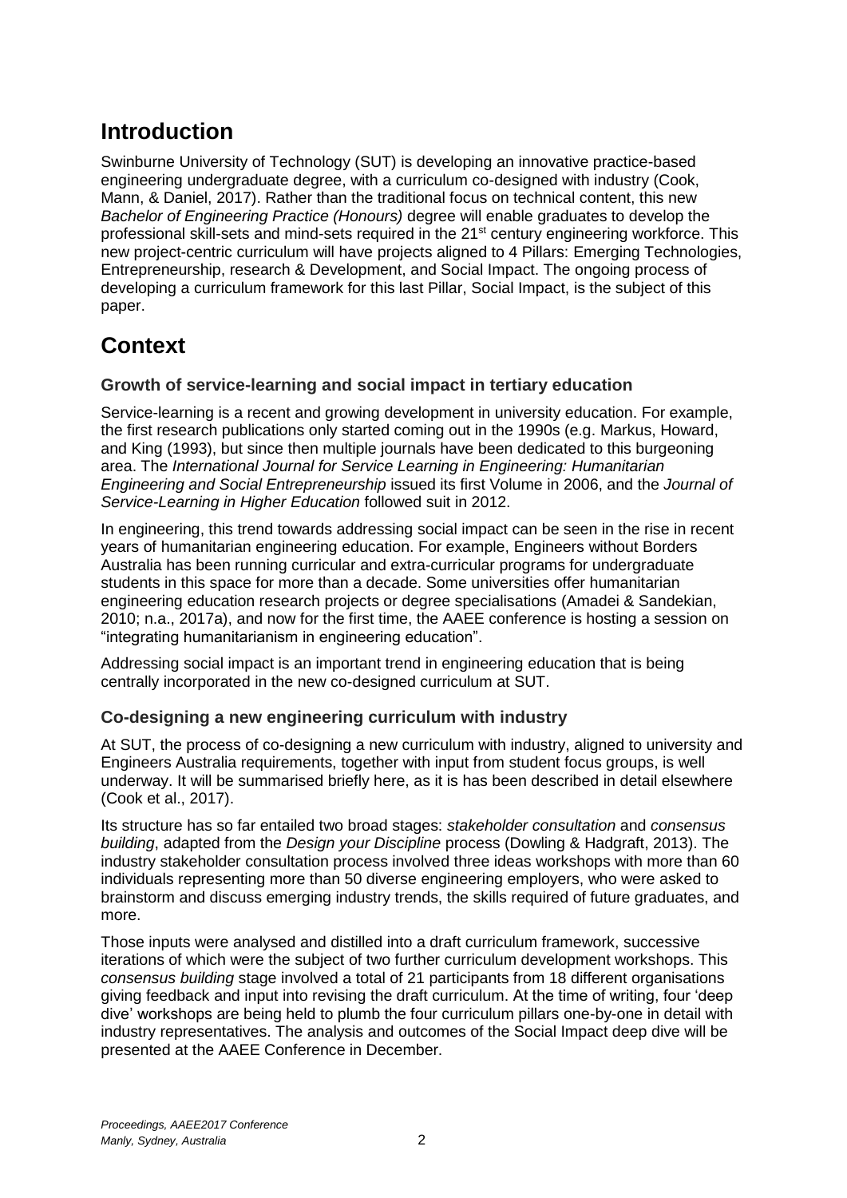# Introduction

Swinburne University of Technology (SUT) is developing an innovative practice-based engineering undergraduate degree, with a curriculum co-designed with industry (Cook, Mann, & Daniel, 2017). Rather than the traditional focus on technical content, this new *Bachelor of Engineering Practice (Honours)* degree will enable graduates to develop the professional skill-sets and mind-sets required in the 21st century engineering workforce. This new project-centric curriculum will have projects aligned to 4 Pillars: Emerging Technologies, Entrepreneurship, research & Development, and Social Impact. The ongoing process of developing a curriculum framework for this last Pillar, Social Impact, is the subject of this paper.

# Context

### Growth of service-learning and social impact in tertiary education

Service-learning is a recent and growing development in university education. For example, the first research publications only started coming out in the 1990s (e.g. Markus, Howard, and King (1993), but since then multiple journals have been dedicated to this burgeoning area. The *International Journal for Service Learning in Engineering: Humanitarian Engineering and Social Entrepreneurship* issued its first Volume in 2006, and the *Journal of Service-Learning in Higher Education* followed suit in 2012.

In engineering, this trend towards addressing social impact can be seen in the rise in recent years of humanitarian engineering education. For example, Engineers without Borders Australia has been running curricular and extra-curricular programs for undergraduate students in this space for more than a decade. Some universities offer humanitarian engineering education research projects or degree specialisations (Amadei & Sandekian, 2010; n.a., 2017a), and now for the first time, the AAEE conference is hosting a session on "integrating humanitarianism in engineering education".

Addressing social impact is an important trend in engineering education that is being centrally incorporated in the new co-designed curriculum at SUT.

### Co-designing a new engineering curriculum with industry

At SUT, the process of co-designing a new curriculum with industry, aligned to university and Engineers Australia requirements, together with input from student focus groups, is well underway. It will be summarised briefly here, as it is has been described in detail elsewhere (Cook et al., 2017).

Its structure has so far entailed two broad stages: *stakeholder consultation* and *consensus building*, adapted from the *Design your Discipline* process (Dowling & Hadgraft, 2013). The industry stakeholder consultation process involved three ideas workshops with more than 60 individuals representing more than 50 diverse engineering employers, who were asked to brainstorm and discuss emerging industry trends, the skills required of future graduates, and more.

Those inputs were analysed and distilled into a draft curriculum framework, successive iterations of which were the subject of two further curriculum development workshops. This *consensus building* stage involved a total of 21 participants from 18 different organisations giving feedback and input into revising the draft curriculum. At the time of writing, four 'deep dive' workshops are being held to plumb the four curriculum pillars one-by-one in detail with industry representatives. The analysis and outcomes of the Social Impact deep dive will be presented at the AAEE Conference in December.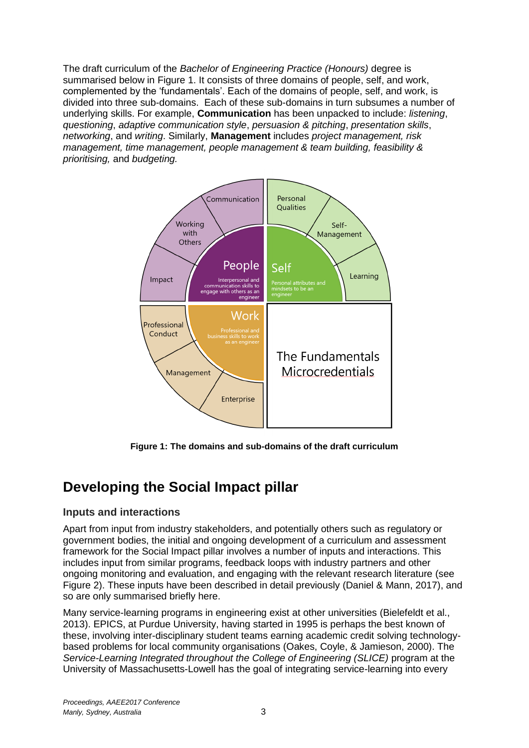The draft curriculum of the *Bachelor of Engineering Practice (Honours)* degree is summarised below in Figure 1. It consists of three domains of people, self, and work, complemented by the 'fundamentals'. Each of the domains of people, self, and work, is divided into three sub-domains. Each of these sub-domains in turn subsumes a number of underlying skills. For example, **Communication** has been unpacked to include: *listening*, *questioning*, *adaptive communication style*, *persuasion & pitching*, *presentation skills*, *networking*, and *writing*. Similarly, **Management** includes *project management, risk management, time management, people management & team building, feasibility & prioritising,* and *budgeting.*

**Figure 1: The domains and sub-domains of the draft curriculum**

## Developing the Social Impact pillar

### Inputs and interactions

Apart from input from industry stakeholders, and potentially others such as regulatory or government bodies, the initial and ongoing development of a curriculum and assessment framework for the Social Impact pillar involves a number of inputs and interactions. This includes input from similar programs, feedback loops with industry partners and other ongoing monitoring and evaluation, and engaging with the relevant research literature (see Figure 2). These inputs have been described in detail previously (Daniel & Mann, 2017), and so are only summarised briefly here.

Many service-learning programs in engineering exist at other universities (Bielefeldt et al., 2013). EPICS, at Purdue University, having started in 1995 is perhaps the best known of these, involving inter-disciplinary student teams earning academic credit solving technology-based problems for local community organisations (Oakes, Coyle, & Jamieson, 2000). The *Service-Learning Integrated throughout the College of Engineering (SLICE)* program at the University of Massachusetts-Lowell has the goal of integrating service-learning into every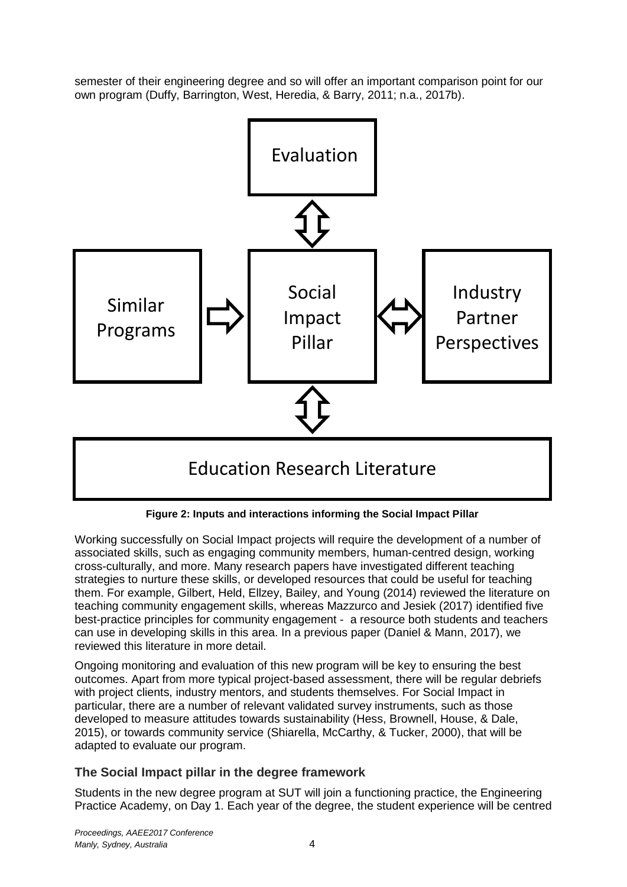semester of their engineering degree and so will offer an important comparison point for our own program (Duffy, Barrington, West, Heredia, & Barry, 2011; n.a., 2017b).

**Figure 2: Inputs and interactions informing the Social Impact Pillar**

Working successfully on Social Impact projects will require the development of a number of associated skills, such as engaging community members, human-centred design, working cross-culturally, and more. Many research papers have investigated different teaching strategies to nurture these skills, or developed resources that could be useful for teaching them. For example, Gilbert, Held, Ellzey, Bailey, and Young (2014) reviewed the literature on teaching community engagement skills, whereas Mazzurco and Jesiek (2017) identified five best-practice principles for community engagement - a resource both students and teachers can use in developing skills in this area. In a previous paper (Daniel & Mann, 2017), we reviewed this literature in more detail.

Ongoing monitoring and evaluation of this new program will be key to ensuring the best outcomes. Apart from more typical project-based assessment, there will be regular debriefs with project clients, industry mentors, and students themselves. For Social Impact in particular, there are a number of relevant validated survey instruments, such as those developed to measure attitudes towards sustainability (Hess, Brownell, House, & Dale, 2015), or towards community service (Shiarella, McCarthy, & Tucker, 2000), that will be adapted to evaluate our program.

### The Social Impact pillar in the degree framework

Students in the new degree program at SUT will join a functioning practice, the Engineering Practice Academy, on Day 1. Each year of the degree, the student experience will be centred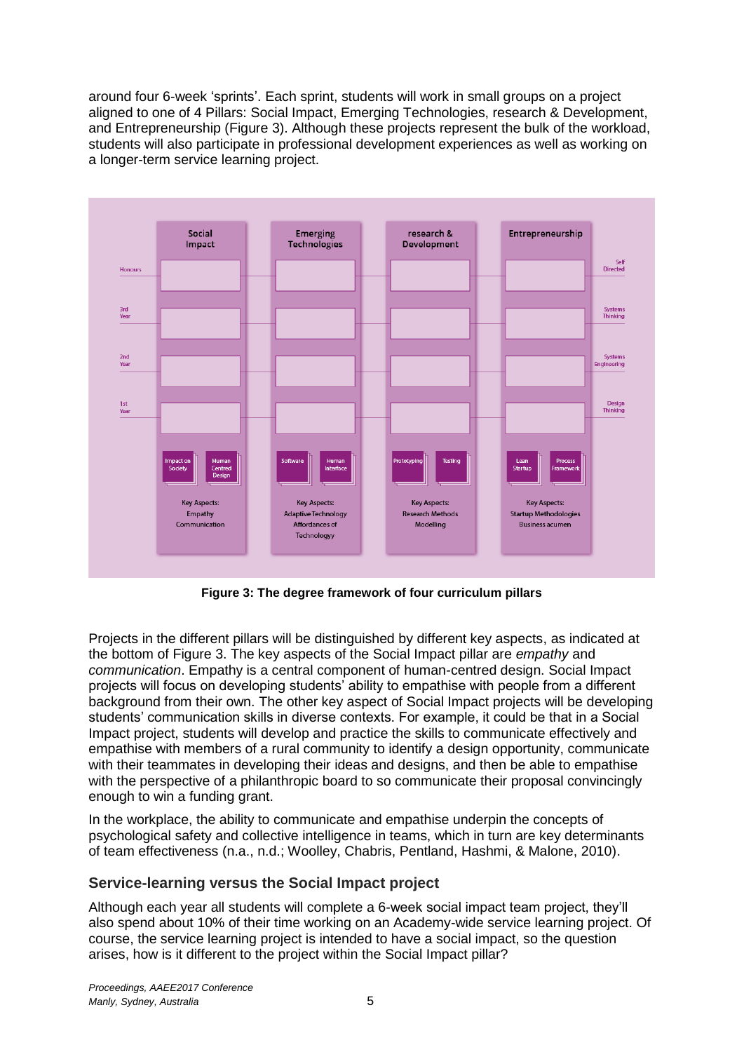around four 6-week 'sprints'. Each sprint, students will work in small groups on a project aligned to one of 4 Pillars: Social Impact, Emerging Technologies, research & Development, and Entrepreneurship (Figure 3). Although these projects represent the bulk of the workload, students will also participate in professional development experiences as well as working on a longer-term service learning project.

**Figure 3: The degree framework of four curriculum pillars**

Projects in the different pillars will be distinguished by different key aspects, as indicated at the bottom of Figure 3. The key aspects of the Social Impact pillar are *empathy* and *communication*. Empathy is a central component of human-centred design. Social Impact projects will focus on developing students' ability to empathise with people from a different background from their own. The other key aspect of Social Impact projects will be developing students' communication skills in diverse contexts. For example, it could be that in a Social Impact project, students will develop and practice the skills to communicate effectively and empathise with members of a rural community to identify a design opportunity, communicate with their teammates in developing their ideas and designs, and then be able to empathise with the perspective of a philanthropic board to so communicate their proposal convincingly enough to win a funding grant.

In the workplace, the ability to communicate and empathise underpin the concepts of psychological safety and collective intelligence in teams, which in turn are key determinants of team effectiveness (n.a., n.d.; Woolley, Chabris, Pentland, Hashmi, & Malone, 2010).

## Service-learning versus the Social Impact project

Although each year all students will complete a 6-week social impact team project, they'll also spend about 10% of their time working on an Academy-wide service learning project. Of course, the service learning project is intended to have a social impact, so the question arises, how is it different to the project within the Social Impact pillar?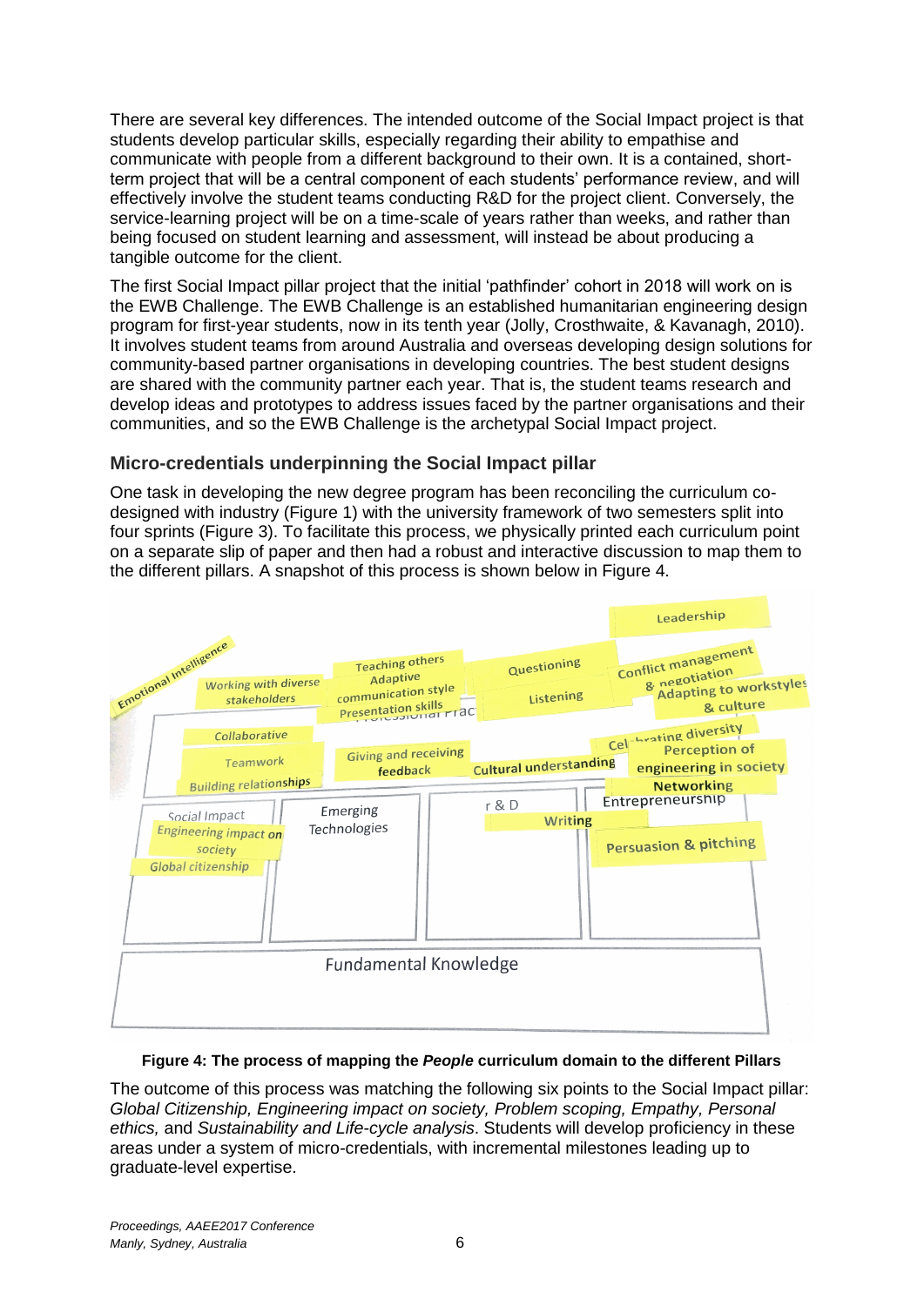There are several key differences. The intended outcome of the Social Impact project is that students develop particular skills, especially regarding their ability to empathise and communicate with people from a different background to their own. It is a contained, short-term project that will be a central component of each students' performance review, and will effectively involve the student teams conducting R&D for the project client. Conversely, the service-learning project will be on a time-scale of years rather than weeks, and rather than being focused on student learning and assessment, will instead be about producing a tangible outcome for the client.

The first Social Impact pillar project that the initial 'pathfinder' cohort in 2018 will work on is the EWB Challenge. The EWB Challenge is an established humanitarian engineering design program for first-year students, now in its tenth year (Jolly, Crosthwaite, & Kavanagh, 2010). It involves student teams from around Australia and overseas developing design solutions for community-based partner organisations in developing countries. The best student designs are shared with the community partner each year. That is, the student teams research and develop ideas and prototypes to address issues faced by the partner organisations and their communities, and so the EWB Challenge is the archetypal Social Impact project.

### Micro-credentials underpinning the Social Impact pillar

One task in developing the new degree program has been reconciling the curriculum co-designed with industry (Figure 1) with the university framework of two semesters split into four sprints (Figure 3). To facilitate this process, we physically printed each curriculum point on a separate slip of paper and then had a robust and interactive discussion to map them to the different pillars. A snapshot of this process is shown below in Figure 4.

**Figure 4: The process of mapping the *People* curriculum domain to the different Pillars**

The outcome of this process was matching the following six points to the Social Impact pillar: *Global Citizenship, Engineering impact on society, Problem scoping, Empathy, Personal ethics,* and *Sustainability and Life-cycle analysis*. Students will develop proficiency in these areas under a system of micro-credentials, with incremental milestones leading up to graduate-level expertise.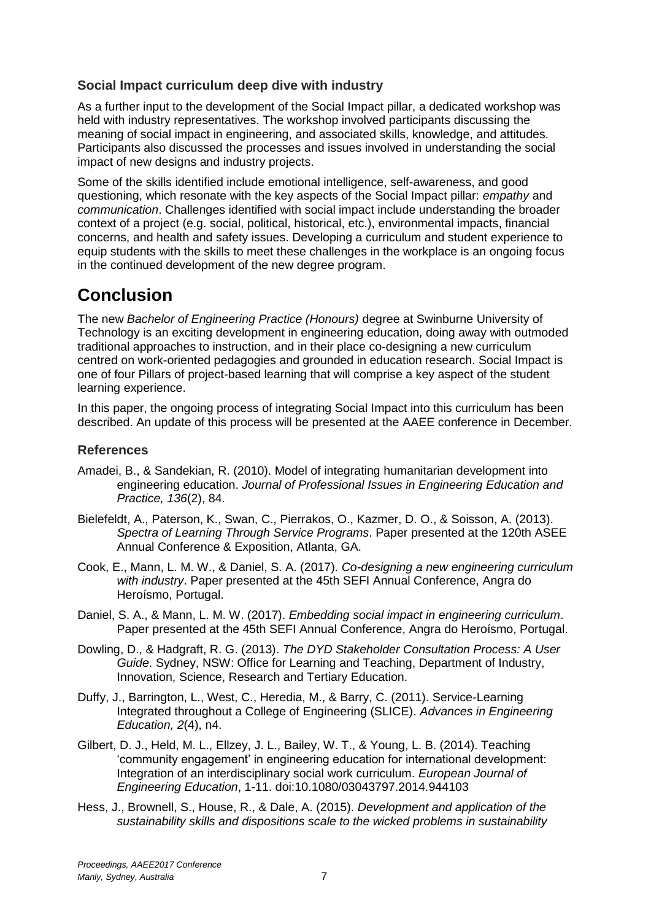### Social Impact curriculum deep dive with industry

As a further input to the development of the Social Impact pillar, a dedicated workshop was held with industry representatives. The workshop involved participants discussing the meaning of social impact in engineering, and associated skills, knowledge, and attitudes. Participants also discussed the processes and issues involved in understanding the social impact of new designs and industry projects.

Some of the skills identified include emotional intelligence, self-awareness, and good questioning, which resonate with the key aspects of the Social Impact pillar: *empathy* and *communication*. Challenges identified with social impact include understanding the broader context of a project (e.g. social, political, historical, etc.), environmental impacts, financial concerns, and health and safety issues. Developing a curriculum and student experience to equip students with the skills to meet these challenges in the workplace is an ongoing focus in the continued development of the new degree program.

## Conclusion

The new *Bachelor of Engineering Practice (Honours)* degree at Swinburne University of Technology is an exciting development in engineering education, doing away with outmoded traditional approaches to instruction, and in their place co-designing a new curriculum centred on work-oriented pedagogies and grounded in education research. Social Impact is one of four Pillars of project-based learning that will comprise a key aspect of the student learning experience.

In this paper, the ongoing process of integrating Social Impact into this curriculum has been described. An update of this process will be presented at the AAEE conference in December.

### References

Amadei, B., & Sandekian, R. (2010). Model of integrating humanitarian development into engineering education. *Journal of Professional Issues in Engineering Education and Practice, 136*(2), 84.

Bielefeldt, A., Paterson, K., Swan, C., Pierrakos, O., Kazmer, D. O., & Soisson, A. (2013). *Spectra of Learning Through Service Programs*. Paper presented at the 120th ASEE Annual Conference & Exposition, Atlanta, GA.

Cook, E., Mann, L. M. W., & Daniel, S. A. (2017). *Co-designing a new engineering curriculum with industry*. Paper presented at the 45th SEFI Annual Conference, Angra do Heroísmo, Portugal.

Daniel, S. A., & Mann, L. M. W. (2017). *Embedding social impact in engineering curriculum*. Paper presented at the 45th SEFI Annual Conference, Angra do Heroísmo, Portugal.

Dowling, D., & Hadgraft, R. G. (2013). *The DYD Stakeholder Consultation Process: A User Guide*. Sydney, NSW: Office for Learning and Teaching, Department of Industry, Innovation, Science, Research and Tertiary Education.

Duffy, J., Barrington, L., West, C., Heredia, M., & Barry, C. (2011). Service-Learning Integrated throughout a College of Engineering (SLICE). *Advances in Engineering Education, 2*(4), n4.

Gilbert, D. J., Held, M. L., Ellzey, J. L., Bailey, W. T., & Young, L. B. (2014). Teaching 'community engagement' in engineering education for international development: Integration of an interdisciplinary social work curriculum. *European Journal of Engineering Education*, 1-11. doi:10.1080/03043797.2014.944103

Hess, J., Brownell, S., House, R., & Dale, A. (2015). *Development and application of the sustainability skills and dispositions scale to the wicked problems in sustainability*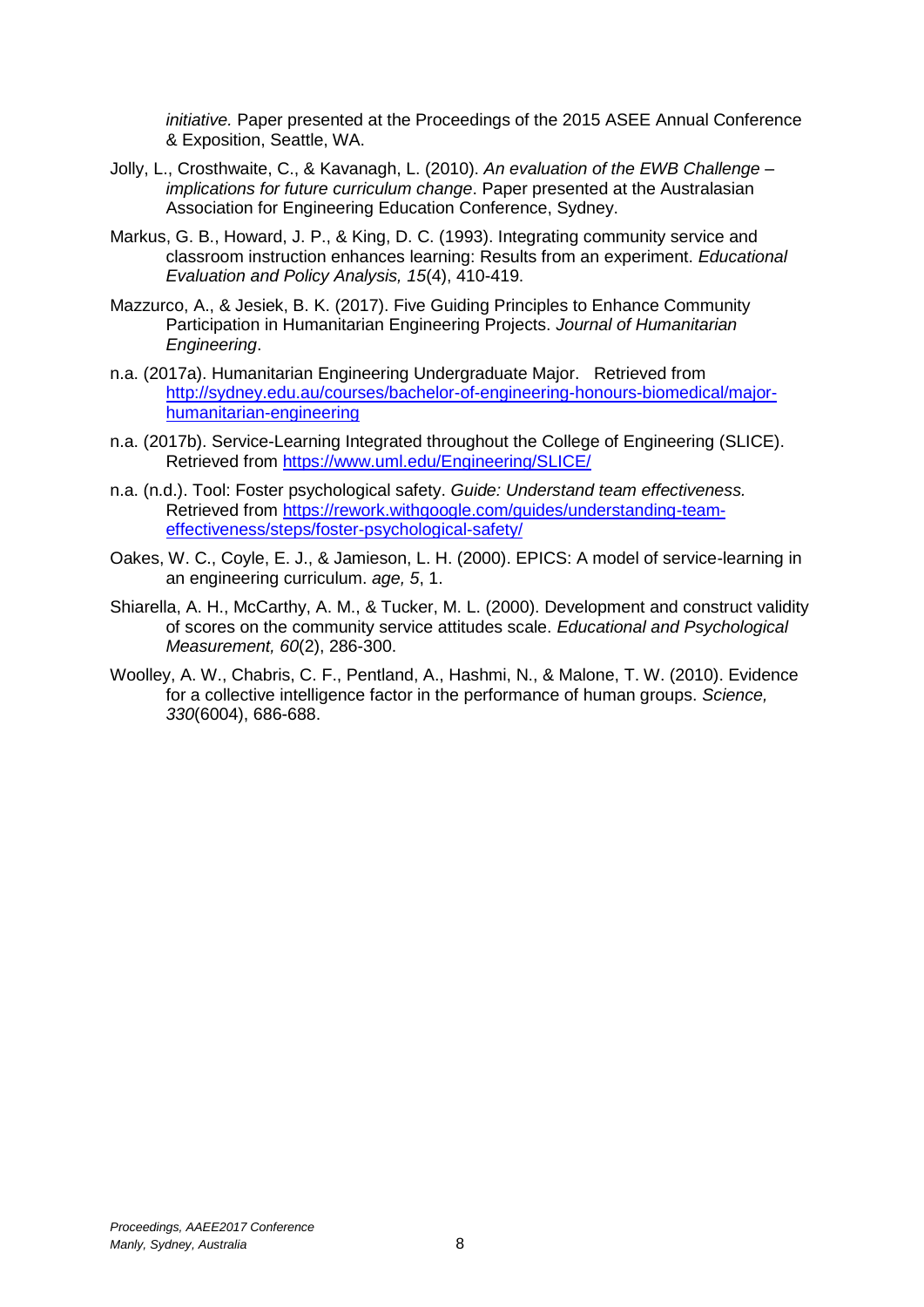*initiative.* Paper presented at the Proceedings of the 2015 ASEE Annual Conference & Exposition, Seattle, WA.

Jolly, L., Crosthwaite, C., & Kavanagh, L. (2010). *An evaluation of the EWB Challenge – implications for future curriculum change*. Paper presented at the Australasian Association for Engineering Education Conference, Sydney.

Markus, G. B., Howard, J. P., & King, D. C. (1993). Integrating community service and classroom instruction enhances learning: Results from an experiment. *Educational Evaluation and Policy Analysis, 15*(4), 410-419.

Mazzurco, A., & Jesiek, B. K. (2017). Five Guiding Principles to Enhance Community Participation in Humanitarian Engineering Projects. *Journal of Humanitarian Engineering*.

n.a. (2017a). Humanitarian Engineering Undergraduate Major. Retrieved from http://sydney.edu.au/courses/bachelor-of-engineering-honours-biomedical/major-humanitarian-engineering

n.a. (2017b). Service-Learning Integrated throughout the College of Engineering (SLICE). Retrieved from https://www.uml.edu/Engineering/SLICE/

n.a. (n.d.). Tool: Foster psychological safety. *Guide: Understand team effectiveness.* Retrieved from https://rework.withgoogle.com/guides/understanding-team-effectiveness/steps/foster-psychological-safety/

Oakes, W. C., Coyle, E. J., & Jamieson, L. H. (2000). EPICS: A model of service-learning in an engineering curriculum. *age, 5*, 1.

Shiarella, A. H., McCarthy, A. M., & Tucker, M. L. (2000). Development and construct validity of scores on the community service attitudes scale. *Educational and Psychological Measurement, 60*(2), 286-300.

Woolley, A. W., Chabris, C. F., Pentland, A., Hashmi, N., & Malone, T. W. (2010). Evidence for a collective intelligence factor in the performance of human groups. *Science, 330*(6004), 686-688.